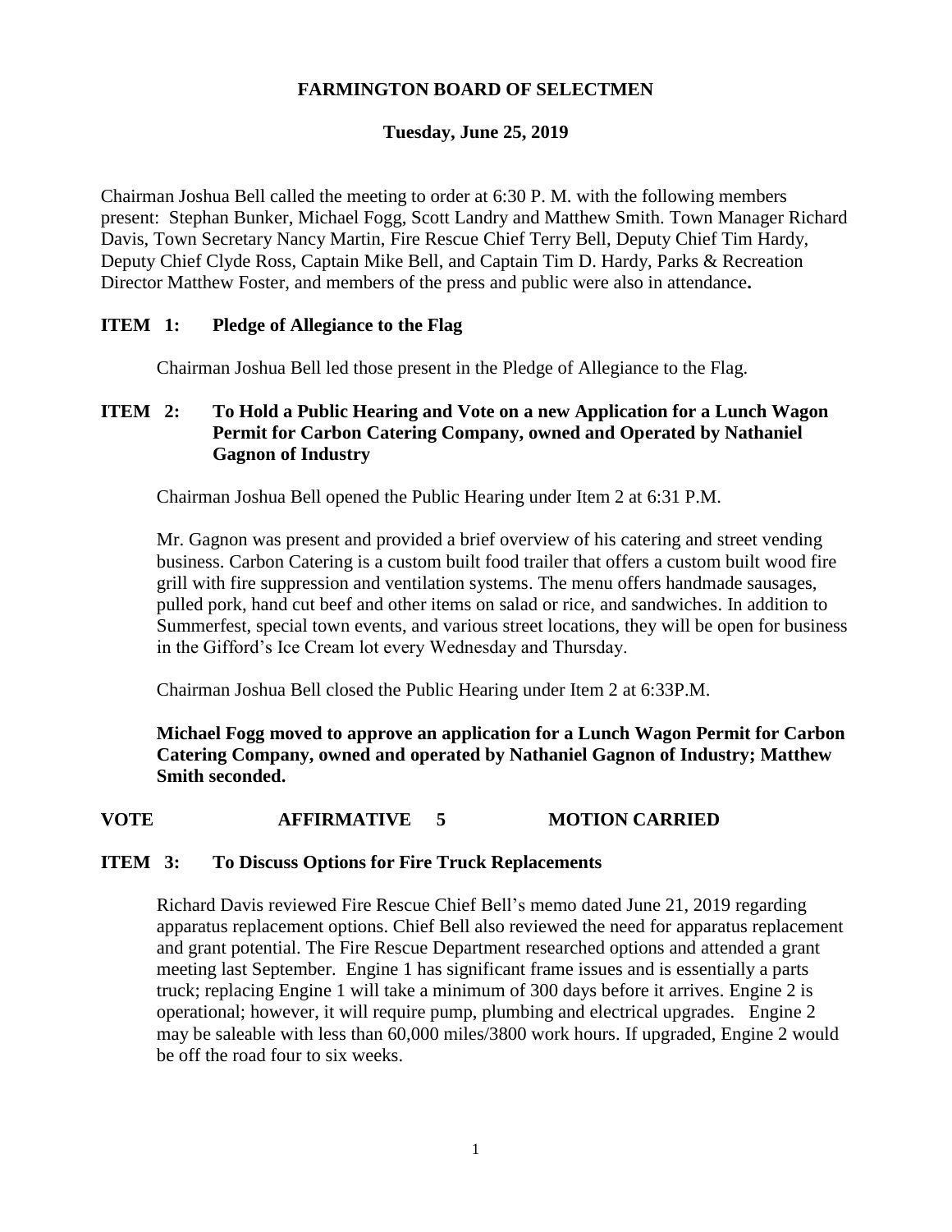# FARMINGTON BOARD OF SELECTMEN

## Tuesday, June 25, 2019

Chairman Joshua Bell called the meeting to order at 6:30 P. M. with the following members present: Stephan Bunker, Michael Fogg, Scott Landry and Matthew Smith. Town Manager Richard Davis, Town Secretary Nancy Martin, Fire Rescue Chief Terry Bell, Deputy Chief Tim Hardy, Deputy Chief Clyde Ross, Captain Mike Bell, and Captain Tim D. Hardy, Parks & Recreation Director Matthew Foster, and members of the press and public were also in attendance**.**

### ITEM 1: Pledge of Allegiance to the Flag

Chairman Joshua Bell led those present in the Pledge of Allegiance to the Flag.

### ITEM 2: To Hold a Public Hearing and Vote on a new Application for a Lunch Wagon Permit for Carbon Catering Company, owned and Operated by Nathaniel Gagnon of Industry

Chairman Joshua Bell opened the Public Hearing under Item 2 at 6:31 P.M.

Mr. Gagnon was present and provided a brief overview of his catering and street vending business. Carbon Catering is a custom built food trailer that offers a custom built wood fire grill with fire suppression and ventilation systems. The menu offers handmade sausages, pulled pork, hand cut beef and other items on salad or rice, and sandwiches. In addition to Summerfest, special town events, and various street locations, they will be open for business in the Gifford's Ice Cream lot every Wednesday and Thursday.

Chairman Joshua Bell closed the Public Hearing under Item 2 at 6:33P.M.

**Michael Fogg moved to approve an application for a Lunch Wagon Permit for Carbon Catering Company, owned and operated by Nathaniel Gagnon of Industry; Matthew Smith seconded.**

**VOTE AFFIRMATIVE 5 MOTION CARRIED**

### ITEM 3: To Discuss Options for Fire Truck Replacements

Richard Davis reviewed Fire Rescue Chief Bell's memo dated June 21, 2019 regarding apparatus replacement options. Chief Bell also reviewed the need for apparatus replacement and grant potential. The Fire Rescue Department researched options and attended a grant meeting last September. Engine 1 has significant frame issues and is essentially a parts truck; replacing Engine 1 will take a minimum of 300 days before it arrives. Engine 2 is operational; however, it will require pump, plumbing and electrical upgrades. Engine 2 may be saleable with less than 60,000 miles/3800 work hours. If upgraded, Engine 2 would be off the road four to six weeks.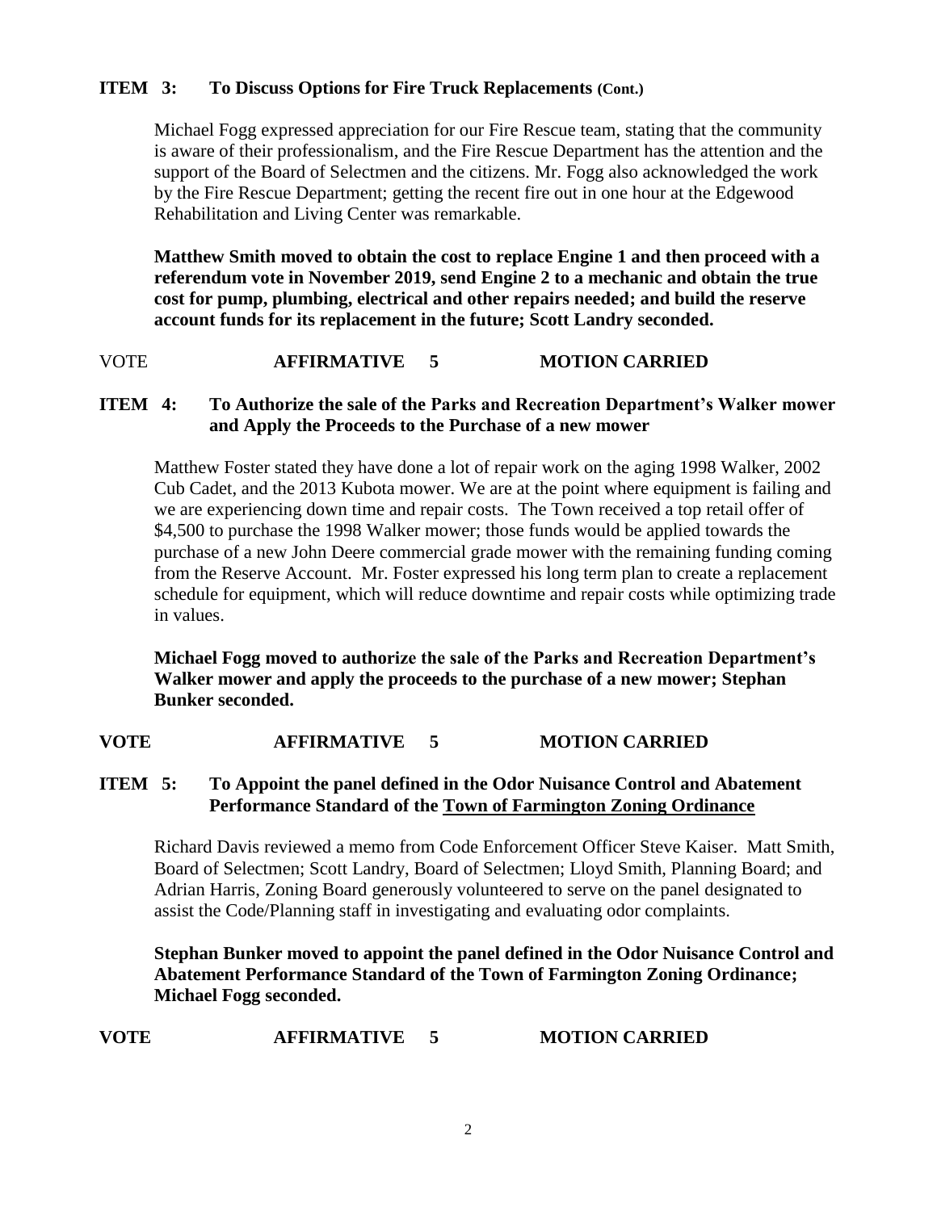**ITEM 3: To Discuss Options for Fire Truck Replacements (Cont.)**

Michael Fogg expressed appreciation for our Fire Rescue team, stating that the community is aware of their professionalism, and the Fire Rescue Department has the attention and the support of the Board of Selectmen and the citizens. Mr. Fogg also acknowledged the work by the Fire Rescue Department; getting the recent fire out in one hour at the Edgewood Rehabilitation and Living Center was remarkable.

**Matthew Smith moved to obtain the cost to replace Engine 1 and then proceed with a referendum vote in November 2019, send Engine 2 to a mechanic and obtain the true cost for pump, plumbing, electrical and other repairs needed; and build the reserve account funds for its replacement in the future; Scott Landry seconded.**

VOTE **AFFIRMATIVE 5 MOTION CARRIED**

**ITEM 4: To Authorize the sale of the Parks and Recreation Department's Walker mower and Apply the Proceeds to the Purchase of a new mower**

Matthew Foster stated they have done a lot of repair work on the aging 1998 Walker, 2002 Cub Cadet, and the 2013 Kubota mower. We are at the point where equipment is failing and we are experiencing down time and repair costs. The Town received a top retail offer of \$4,500 to purchase the 1998 Walker mower; those funds would be applied towards the purchase of a new John Deere commercial grade mower with the remaining funding coming from the Reserve Account. Mr. Foster expressed his long term plan to create a replacement schedule for equipment, which will reduce downtime and repair costs while optimizing trade in values.

**Michael Fogg moved to authorize the sale of the Parks and Recreation Department's Walker mower and apply the proceeds to the purchase of a new mower; Stephan Bunker seconded.**

**VOTE AFFIRMATIVE 5 MOTION CARRIED**

**ITEM 5: To Appoint the panel defined in the Odor Nuisance Control and Abatement Performance Standard of the Town of Farmington Zoning Ordinance**

Richard Davis reviewed a memo from Code Enforcement Officer Steve Kaiser. Matt Smith, Board of Selectmen; Scott Landry, Board of Selectmen; Lloyd Smith, Planning Board; and Adrian Harris, Zoning Board generously volunteered to serve on the panel designated to assist the Code/Planning staff in investigating and evaluating odor complaints.

**Stephan Bunker moved to appoint the panel defined in the Odor Nuisance Control and Abatement Performance Standard of the Town of Farmington Zoning Ordinance; Michael Fogg seconded.**

**VOTE AFFIRMATIVE 5 MOTION CARRIED**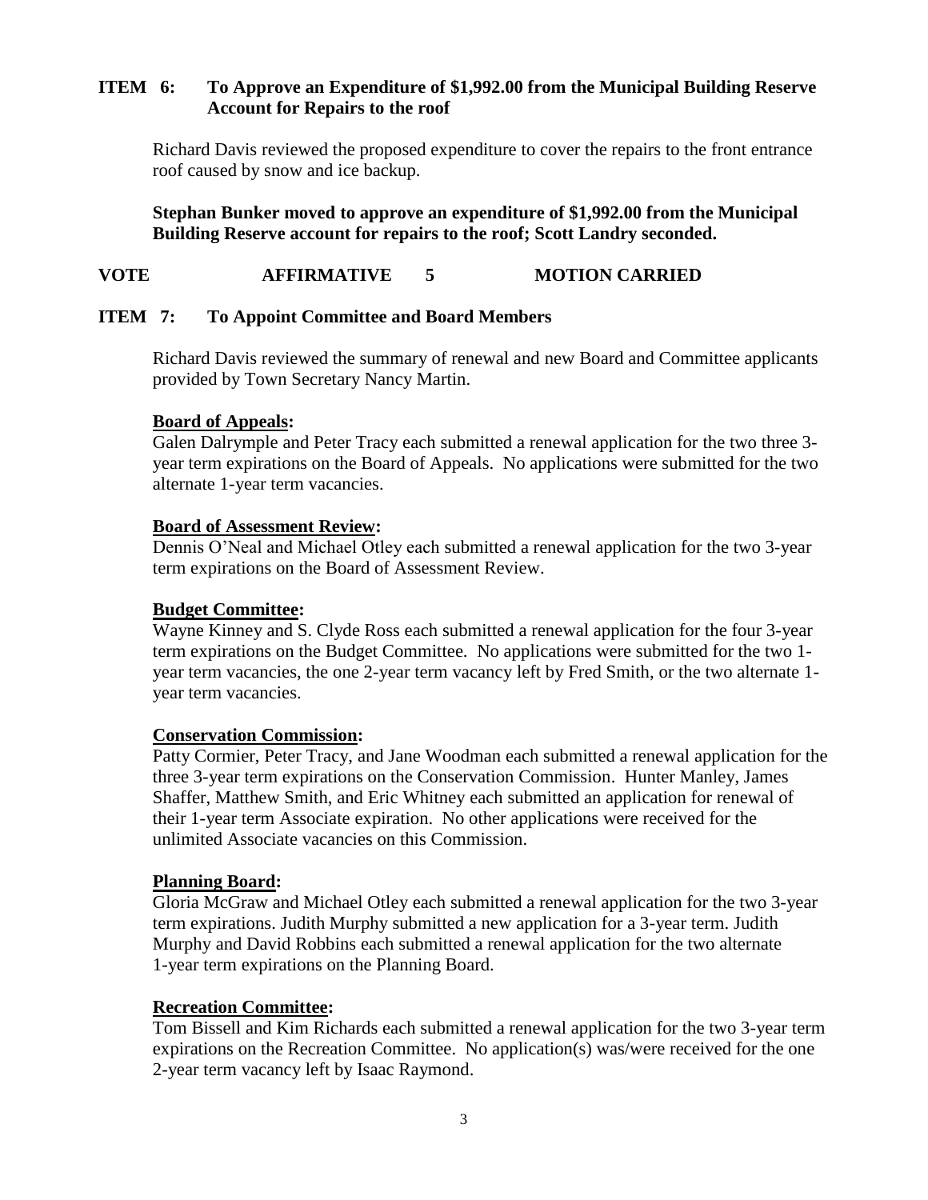**ITEM 6: To Approve an Expenditure of $1,992.00 from the Municipal Building Reserve Account for Repairs to the roof**

Richard Davis reviewed the proposed expenditure to cover the repairs to the front entrance roof caused by snow and ice backup.

**Stephan Bunker moved to approve an expenditure of $1,992.00 from the Municipal Building Reserve account for repairs to the roof; Scott Landry seconded.**

**VOTE AFFIRMATIVE 5 MOTION CARRIED**

**ITEM 7: To Appoint Committee and Board Members**

Richard Davis reviewed the summary of renewal and new Board and Committee applicants provided by Town Secretary Nancy Martin.

**Board of Appeals:**
Galen Dalrymple and Peter Tracy each submitted a renewal application for the two three 3-year term expirations on the Board of Appeals. No applications were submitted for the two alternate 1-year term vacancies.

**Board of Assessment Review:**
Dennis O'Neal and Michael Otley each submitted a renewal application for the two 3-year term expirations on the Board of Assessment Review.

**Budget Committee:**
Wayne Kinney and S. Clyde Ross each submitted a renewal application for the four 3-year term expirations on the Budget Committee. No applications were submitted for the two 1-year term vacancies, the one 2-year term vacancy left by Fred Smith, or the two alternate 1-year term vacancies.

**Conservation Commission:**
Patty Cormier, Peter Tracy, and Jane Woodman each submitted a renewal application for the three 3-year term expirations on the Conservation Commission. Hunter Manley, James Shaffer, Matthew Smith, and Eric Whitney each submitted an application for renewal of their 1-year term Associate expiration. No other applications were received for the unlimited Associate vacancies on this Commission.

**Planning Board:**
Gloria McGraw and Michael Otley each submitted a renewal application for the two 3-year term expirations. Judith Murphy submitted a new application for a 3-year term. Judith Murphy and David Robbins each submitted a renewal application for the two alternate 1-year term expirations on the Planning Board.

**Recreation Committee:**
Tom Bissell and Kim Richards each submitted a renewal application for the two 3-year term expirations on the Recreation Committee. No application(s) was/were received for the one 2-year term vacancy left by Isaac Raymond.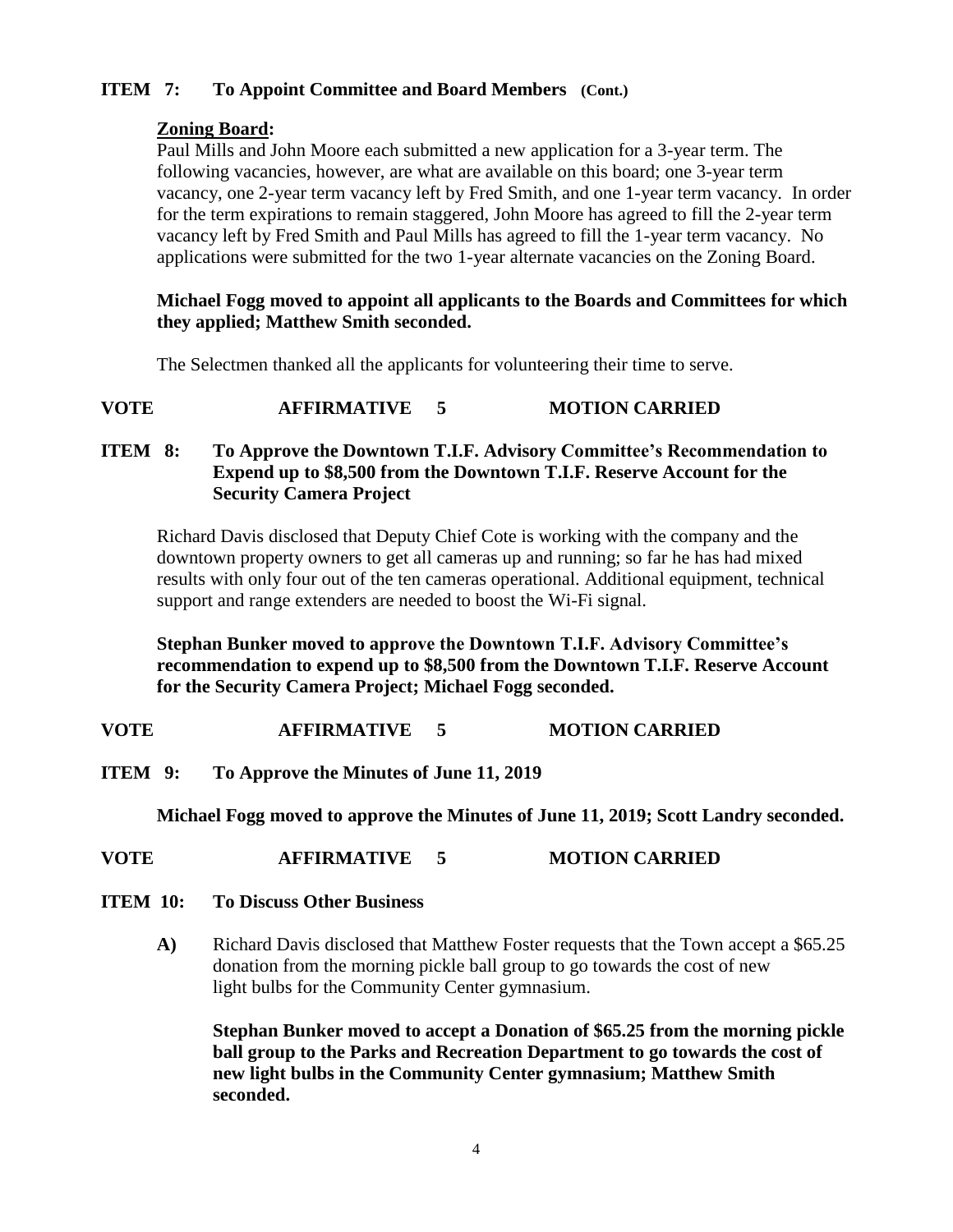**ITEM 7: To Appoint Committee and Board Members (Cont.)**

**Zoning Board:**

Paul Mills and John Moore each submitted a new application for a 3-year term. The following vacancies, however, are what are available on this board; one 3-year term vacancy, one 2-year term vacancy left by Fred Smith, and one 1-year term vacancy. In order for the term expirations to remain staggered, John Moore has agreed to fill the 2-year term vacancy left by Fred Smith and Paul Mills has agreed to fill the 1-year term vacancy. No applications were submitted for the two 1-year alternate vacancies on the Zoning Board.

**Michael Fogg moved to appoint all applicants to the Boards and Committees for which they applied; Matthew Smith seconded.**

The Selectmen thanked all the applicants for volunteering their time to serve.

**VOTE AFFIRMATIVE 5 MOTION CARRIED**

**ITEM 8: To Approve the Downtown T.I.F. Advisory Committee's Recommendation to Expend up to \$8,500 from the Downtown T.I.F. Reserve Account for the Security Camera Project**

Richard Davis disclosed that Deputy Chief Cote is working with the company and the downtown property owners to get all cameras up and running; so far he has had mixed results with only four out of the ten cameras operational. Additional equipment, technical support and range extenders are needed to boost the Wi-Fi signal.

**Stephan Bunker moved to approve the Downtown T.I.F. Advisory Committee's recommendation to expend up to \$8,500 from the Downtown T.I.F. Reserve Account for the Security Camera Project; Michael Fogg seconded.**

**VOTE AFFIRMATIVE 5 MOTION CARRIED**

**ITEM 9: To Approve the Minutes of June 11, 2019**

**Michael Fogg moved to approve the Minutes of June 11, 2019; Scott Landry seconded.**

**VOTE AFFIRMATIVE 5 MOTION CARRIED**

**ITEM 10: To Discuss Other Business**

**A)** Richard Davis disclosed that Matthew Foster requests that the Town accept a \$65.25 donation from the morning pickle ball group to go towards the cost of new light bulbs for the Community Center gymnasium.

**Stephan Bunker moved to accept a Donation of \$65.25 from the morning pickle ball group to the Parks and Recreation Department to go towards the cost of new light bulbs in the Community Center gymnasium; Matthew Smith seconded.**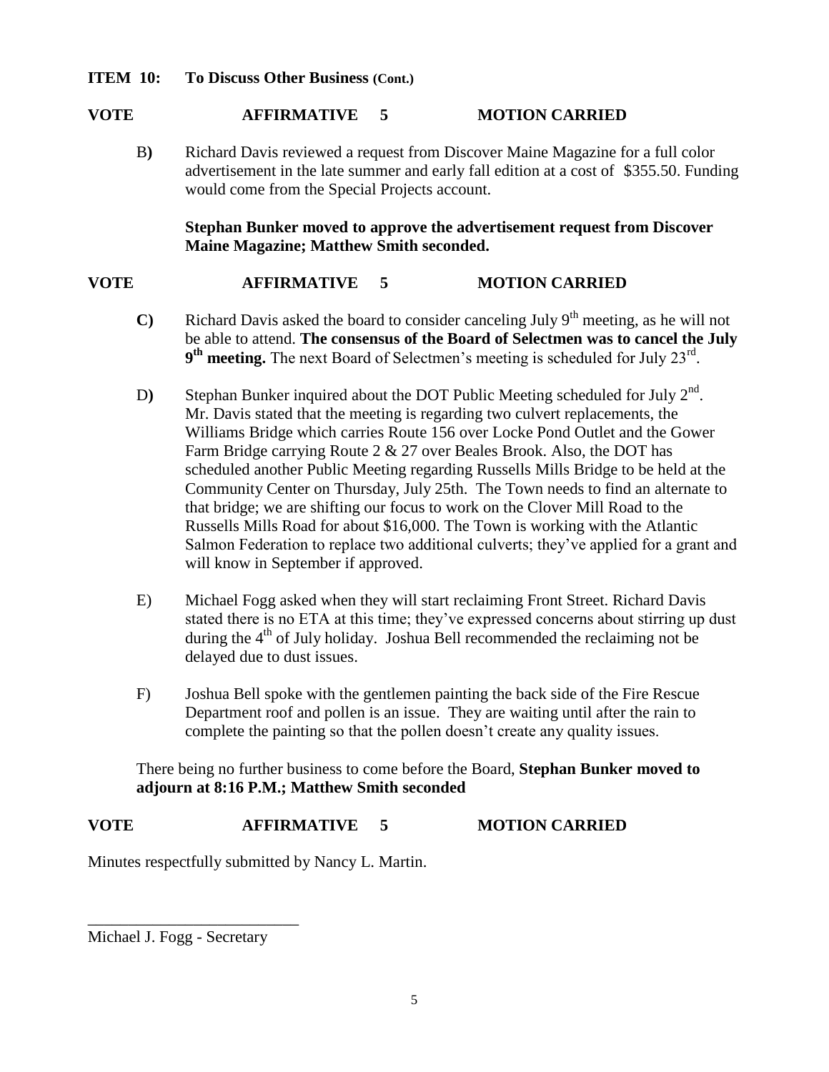**ITEM 10: To Discuss Other Business (Cont.)**

**VOTE AFFIRMATIVE 5 MOTION CARRIED**

B**)** Richard Davis reviewed a request from Discover Maine Magazine for a full color advertisement in the late summer and early fall edition at a cost of $355.50. Funding would come from the Special Projects account.

**Stephan Bunker moved to approve the advertisement request from Discover Maine Magazine; Matthew Smith seconded.**

**VOTE AFFIRMATIVE 5 MOTION CARRIED**

**C)** Richard Davis asked the board to consider canceling July 9th meeting, as he will not be able to attend. **The consensus of the Board of Selectmen was to cancel the July 9th meeting.** The next Board of Selectmen's meeting is scheduled for July 23rd.

D**)** Stephan Bunker inquired about the DOT Public Meeting scheduled for July 2nd. Mr. Davis stated that the meeting is regarding two culvert replacements, the Williams Bridge which carries Route 156 over Locke Pond Outlet and the Gower Farm Bridge carrying Route 2 & 27 over Beales Brook. Also, the DOT has scheduled another Public Meeting regarding Russells Mills Bridge to be held at the Community Center on Thursday, July 25th. The Town needs to find an alternate to that bridge; we are shifting our focus to work on the Clover Mill Road to the Russells Mills Road for about $16,000. The Town is working with the Atlantic Salmon Federation to replace two additional culverts; they've applied for a grant and will know in September if approved.

E) Michael Fogg asked when they will start reclaiming Front Street. Richard Davis stated there is no ETA at this time; they've expressed concerns about stirring up dust during the 4th of July holiday. Joshua Bell recommended the reclaiming not be delayed due to dust issues.

F) Joshua Bell spoke with the gentlemen painting the back side of the Fire Rescue Department roof and pollen is an issue. They are waiting until after the rain to complete the painting so that the pollen doesn't create any quality issues.

There being no further business to come before the Board, **Stephan Bunker moved to adjourn at 8:16 P.M.; Matthew Smith seconded**

**VOTE AFFIRMATIVE 5 MOTION CARRIED**

Minutes respectfully submitted by Nancy L. Martin.

\_\_\_\_\_\_\_\_\_\_\_\_\_\_\_\_\_\_\_\_\_\_\_\_\_\_

Michael J. Fogg - Secretary